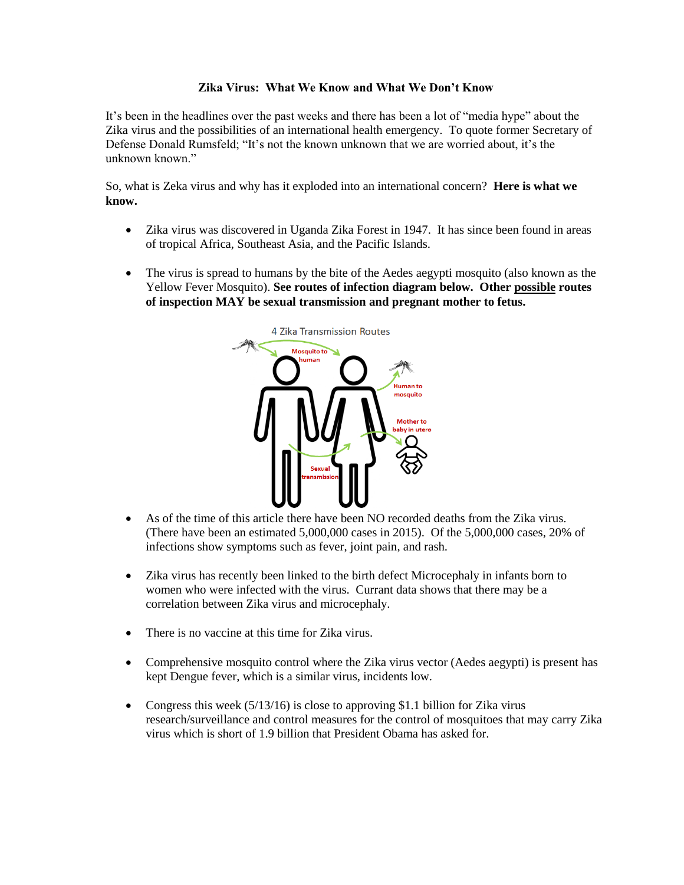**Zika Virus: What We Know and What We Don't Know**

It's been in the headlines over the past weeks and there has been a lot of "media hype" about the Zika virus and the possibilities of an international health emergency. To quote former Secretary of Defense Donald Rumsfeld; "It's not the known unknown that we are worried about, it's the unknown known."

So, what is Zeka virus and why has it exploded into an international concern? **Here is what we know.**

- Zika virus was discovered in Uganda Zika Forest in 1947. It has since been found in areas of tropical Africa, Southeast Asia, and the Pacific Islands.

- The virus is spread to humans by the bite of the Aedes aegypti mosquito (also known as the Yellow Fever Mosquito). **See routes of infection diagram below. Other possible routes of inspection MAY be sexual transmission and pregnant mother to fetus.**

4 Zika Transmission Routes

Mosquito to human

Human to mosquito

Mother to baby in utero

Sexual transmission

- As of the time of this article there have been NO recorded deaths from the Zika virus. (There have been an estimated 5,000,000 cases in 2015). Of the 5,000,000 cases, 20% of infections show symptoms such as fever, joint pain, and rash.

- Zika virus has recently been linked to the birth defect Microcephaly in infants born to women who were infected with the virus. Curant data shows that there may be a correlation between Zika virus and microcephaly.

- There is no vaccine at this time for Zika virus.

- Comprehensive mosquito control where the Zika virus vector (Aedes aegypti) is present has kept Dengue fever, which is a similar virus, incidents low.

- Congress this week (5/13/16) is close to approving $1.1 billion for Zika virus research/surveillance and control measures for the control of mosquitoes that may carry Zika virus which is short of 1.9 billion that President Obama has asked for.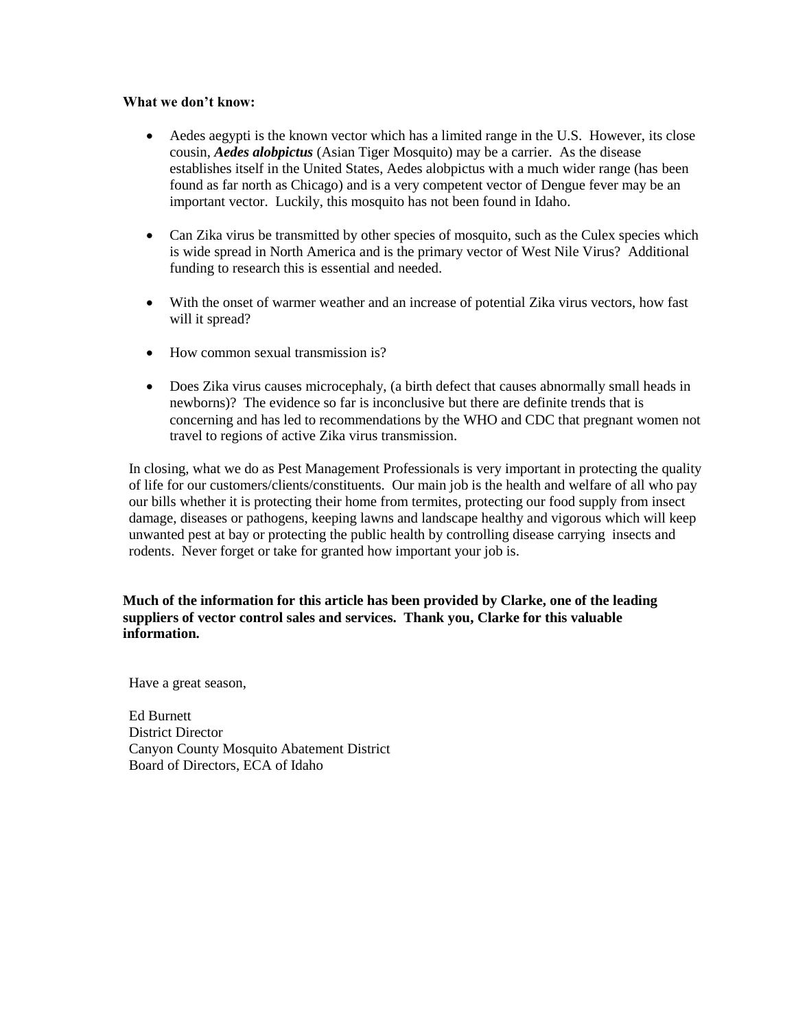**What we don't know:**

- Aedes aegypti is the known vector which has a limited range in the U.S. However, its close cousin, ***Aedes alobpictus*** (Asian Tiger Mosquito) may be a carrier. As the disease establishes itself in the United States, Aedes alobpictus with a much wider range (has been found as far north as Chicago) and is a very competent vector of Dengue fever may be an important vector. Luckily, this mosquito has not been found in Idaho.

- Can Zika virus be transmitted by other species of mosquito, such as the Culex species which is wide spread in North America and is the primary vector of West Nile Virus? Additional funding to research this is essential and needed.

- With the onset of warmer weather and an increase of potential Zika virus vectors, how fast will it spread?

- How common sexual transmission is?

- Does Zika virus causes microcephaly, (a birth defect that causes abnormally small heads in newborns)? The evidence so far is inconclusive but there are definite trends that is concerning and has led to recommendations by the WHO and CDC that pregnant women not travel to regions of active Zika virus transmission.

In closing, what we do as Pest Management Professionals is very important in protecting the quality of life for our customers/clients/constituents. Our main job is the health and welfare of all who pay our bills whether it is protecting their home from termites, protecting our food supply from insect damage, diseases or pathogens, keeping lawns and landscape healthy and vigorous which will keep unwanted pest at bay or protecting the public health by controlling disease carrying insects and rodents. Never forget or take for granted how important your job is.

**Much of the information for this article has been provided by Clarke, one of the leading suppliers of vector control sales and services. Thank you, Clarke for this valuable information.**

Have a great season,

Ed Burnett
District Director
Canyon County Mosquito Abatement District
Board of Directors, ECA of Idaho